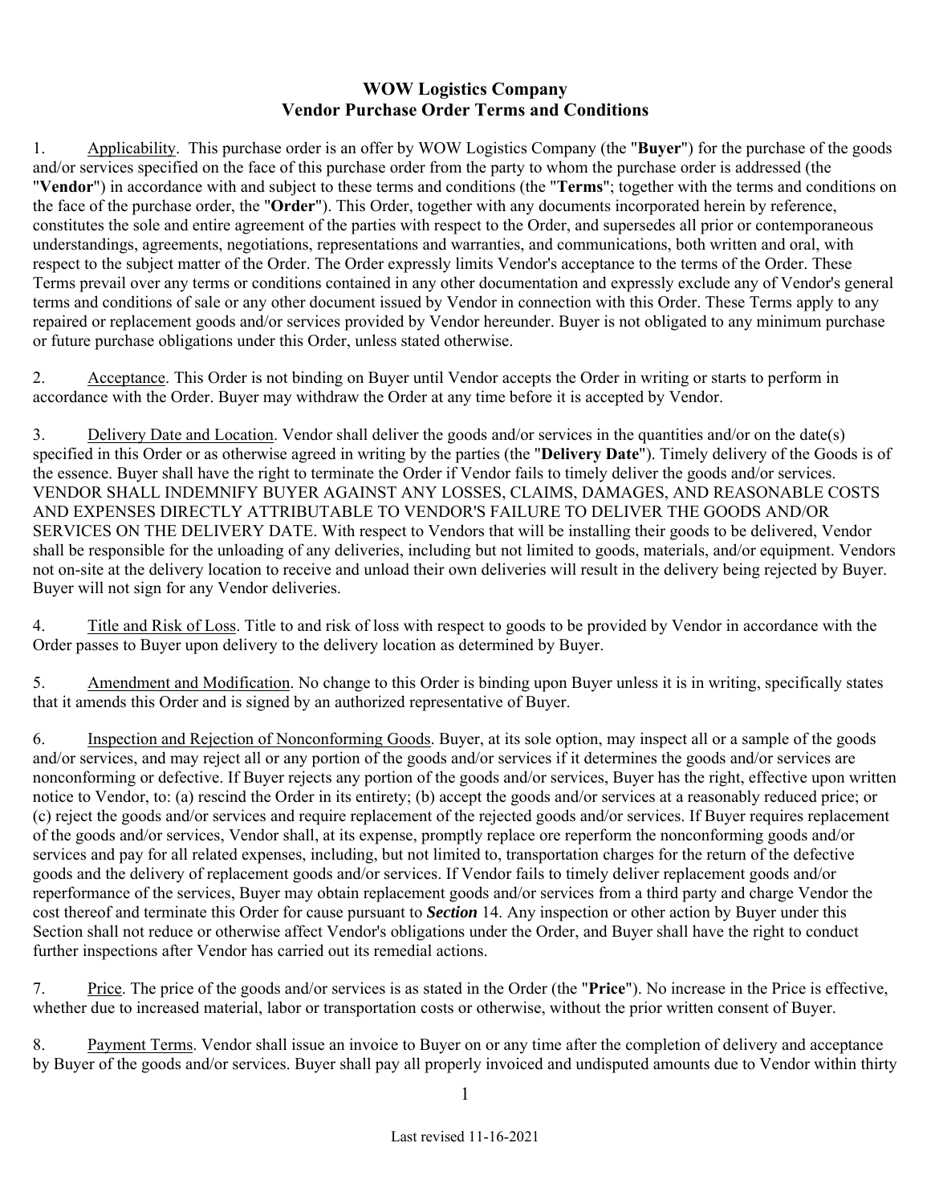# WOW Logistics Company
## Vendor Purchase Order Terms and Conditions

1. Applicability. This purchase order is an offer by WOW Logistics Company (the "**Buyer**") for the purchase of the goods and/or services specified on the face of this purchase order from the party to whom the purchase order is addressed (the "**Vendor**") in accordance with and subject to these terms and conditions (the "**Terms**"; together with the terms and conditions on the face of the purchase order, the "**Order**"). This Order, together with any documents incorporated herein by reference, constitutes the sole and entire agreement of the parties with respect to the Order, and supersedes all prior or contemporaneous understandings, agreements, negotiations, representations and warranties, and communications, both written and oral, with respect to the subject matter of the Order. The Order expressly limits Vendor's acceptance to the terms of the Order. These Terms prevail over any terms or conditions contained in any other documentation and expressly exclude any of Vendor's general terms and conditions of sale or any other document issued by Vendor in connection with this Order. These Terms apply to any repaired or replacement goods and/or services provided by Vendor hereunder. Buyer is not obligated to any minimum purchase or future purchase obligations under this Order, unless stated otherwise.

2. Acceptance. This Order is not binding on Buyer until Vendor accepts the Order in writing or starts to perform in accordance with the Order. Buyer may withdraw the Order at any time before it is accepted by Vendor.

3. Delivery Date and Location. Vendor shall deliver the goods and/or services in the quantities and/or on the date(s) specified in this Order or as otherwise agreed in writing by the parties (the "**Delivery Date**"). Timely delivery of the Goods is of the essence. Buyer shall have the right to terminate the Order if Vendor fails to timely deliver the goods and/or services. VENDOR SHALL INDEMNIFY BUYER AGAINST ANY LOSSES, CLAIMS, DAMAGES, AND REASONABLE COSTS AND EXPENSES DIRECTLY ATTRIBUTABLE TO VENDOR'S FAILURE TO DELIVER THE GOODS AND/OR SERVICES ON THE DELIVERY DATE. With respect to Vendors that will be installing their goods to be delivered, Vendor shall be responsible for the unloading of any deliveries, including but not limited to goods, materials, and/or equipment. Vendors not on-site at the delivery location to receive and unload their own deliveries will result in the delivery being rejected by Buyer. Buyer will not sign for any Vendor deliveries.

4. Title and Risk of Loss. Title to and risk of loss with respect to goods to be provided by Vendor in accordance with the Order passes to Buyer upon delivery to the delivery location as determined by Buyer.

5. Amendment and Modification. No change to this Order is binding upon Buyer unless it is in writing, specifically states that it amends this Order and is signed by an authorized representative of Buyer.

6. Inspection and Rejection of Nonconforming Goods. Buyer, at its sole option, may inspect all or a sample of the goods and/or services, and may reject all or any portion of the goods and/or services if it determines the goods and/or services are nonconforming or defective. If Buyer rejects any portion of the goods and/or services, Buyer has the right, effective upon written notice to Vendor, to: (a) rescind the Order in its entirety; (b) accept the goods and/or services at a reasonably reduced price; or (c) reject the goods and/or services and require replacement of the rejected goods and/or services. If Buyer requires replacement of the goods and/or services, Vendor shall, at its expense, promptly replace ore reperform the nonconforming goods and/or services and pay for all related expenses, including, but not limited to, transportation charges for the return of the defective goods and the delivery of replacement goods and/or services. If Vendor fails to timely deliver replacement goods and/or reperformance of the services, Buyer may obtain replacement goods and/or services from a third party and charge Vendor the cost thereof and terminate this Order for cause pursuant to ***Section*** 14. Any inspection or other action by Buyer under this Section shall not reduce or otherwise affect Vendor's obligations under the Order, and Buyer shall have the right to conduct further inspections after Vendor has carried out its remedial actions.

7. Price. The price of the goods and/or services is as stated in the Order (the "**Price**"). No increase in the Price is effective, whether due to increased material, labor or transportation costs or otherwise, without the prior written consent of Buyer.

8. Payment Terms. Vendor shall issue an invoice to Buyer on or any time after the completion of delivery and acceptance by Buyer of the goods and/or services. Buyer shall pay all properly invoiced and undisputed amounts due to Vendor within thirty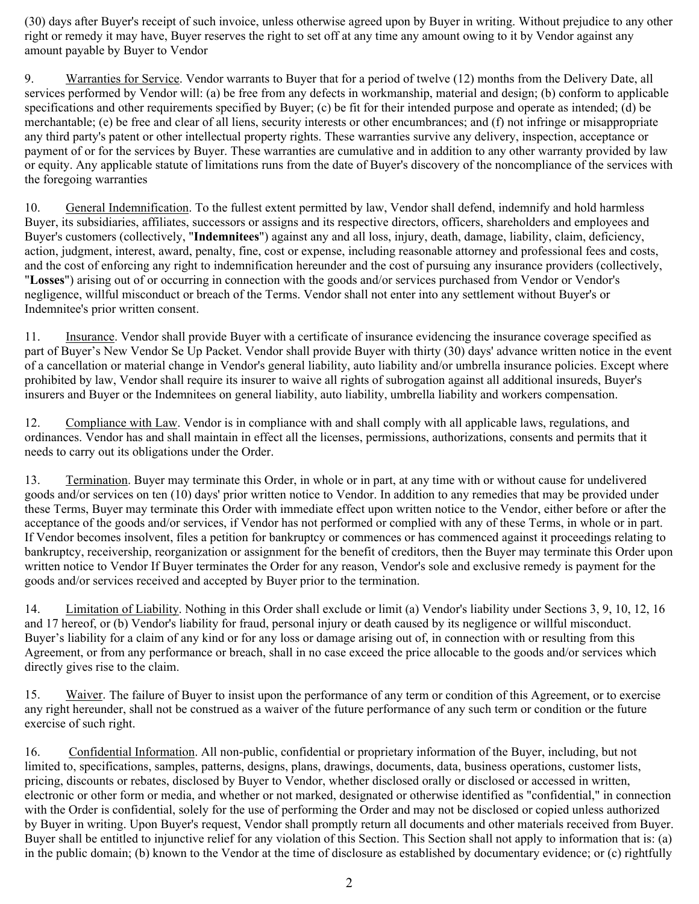(30) days after Buyer's receipt of such invoice, unless otherwise agreed upon by Buyer in writing. Without prejudice to any other right or remedy it may have, Buyer reserves the right to set off at any time any amount owing to it by Vendor against any amount payable by Buyer to Vendor

9. Warranties for Service. Vendor warrants to Buyer that for a period of twelve (12) months from the Delivery Date, all services performed by Vendor will: (a) be free from any defects in workmanship, material and design; (b) conform to applicable specifications and other requirements specified by Buyer; (c) be fit for their intended purpose and operate as intended; (d) be merchantable; (e) be free and clear of all liens, security interests or other encumbrances; and (f) not infringe or misappropriate any third party's patent or other intellectual property rights. These warranties survive any delivery, inspection, acceptance or payment of or for the services by Buyer. These warranties are cumulative and in addition to any other warranty provided by law or equity. Any applicable statute of limitations runs from the date of Buyer's discovery of the noncompliance of the services with the foregoing warranties

10. General Indemnification. To the fullest extent permitted by law, Vendor shall defend, indemnify and hold harmless Buyer, its subsidiaries, affiliates, successors or assigns and its respective directors, officers, shareholders and employees and Buyer's customers (collectively, "**Indemnitees**") against any and all loss, injury, death, damage, liability, claim, deficiency, action, judgment, interest, award, penalty, fine, cost or expense, including reasonable attorney and professional fees and costs, and the cost of enforcing any right to indemnification hereunder and the cost of pursuing any insurance providers (collectively, "**Losses**") arising out of or occurring in connection with the goods and/or services purchased from Vendor or Vendor's negligence, willful misconduct or breach of the Terms. Vendor shall not enter into any settlement without Buyer's or Indemnitee's prior written consent.

11. Insurance. Vendor shall provide Buyer with a certificate of insurance evidencing the insurance coverage specified as part of Buyer's New Vendor Se Up Packet. Vendor shall provide Buyer with thirty (30) days' advance written notice in the event of a cancellation or material change in Vendor's general liability, auto liability and/or umbrella insurance policies. Except where prohibited by law, Vendor shall require its insurer to waive all rights of subrogation against all additional insureds, Buyer's insurers and Buyer or the Indemnitees on general liability, auto liability, umbrella liability and workers compensation.

12. Compliance with Law. Vendor is in compliance with and shall comply with all applicable laws, regulations, and ordinances. Vendor has and shall maintain in effect all the licenses, permissions, authorizations, consents and permits that it needs to carry out its obligations under the Order.

13. Termination. Buyer may terminate this Order, in whole or in part, at any time with or without cause for undelivered goods and/or services on ten (10) days' prior written notice to Vendor. In addition to any remedies that may be provided under these Terms, Buyer may terminate this Order with immediate effect upon written notice to the Vendor, either before or after the acceptance of the goods and/or services, if Vendor has not performed or complied with any of these Terms, in whole or in part. If Vendor becomes insolvent, files a petition for bankruptcy or commences or has commenced against it proceedings relating to bankruptcy, receivership, reorganization or assignment for the benefit of creditors, then the Buyer may terminate this Order upon written notice to Vendor If Buyer terminates the Order for any reason, Vendor's sole and exclusive remedy is payment for the goods and/or services received and accepted by Buyer prior to the termination.

14. Limitation of Liability. Nothing in this Order shall exclude or limit (a) Vendor's liability under Sections 3, 9, 10, 12, 16 and 17 hereof, or (b) Vendor's liability for fraud, personal injury or death caused by its negligence or willful misconduct. Buyer's liability for a claim of any kind or for any loss or damage arising out of, in connection with or resulting from this Agreement, or from any performance or breach, shall in no case exceed the price allocable to the goods and/or services which directly gives rise to the claim.

15. Waiver. The failure of Buyer to insist upon the performance of any term or condition of this Agreement, or to exercise any right hereunder, shall not be construed as a waiver of the future performance of any such term or condition or the future exercise of such right.

16. Confidential Information. All non-public, confidential or proprietary information of the Buyer, including, but not limited to, specifications, samples, patterns, designs, plans, drawings, documents, data, business operations, customer lists, pricing, discounts or rebates, disclosed by Buyer to Vendor, whether disclosed orally or disclosed or accessed in written, electronic or other form or media, and whether or not marked, designated or otherwise identified as "confidential," in connection with the Order is confidential, solely for the use of performing the Order and may not be disclosed or copied unless authorized by Buyer in writing. Upon Buyer's request, Vendor shall promptly return all documents and other materials received from Buyer. Buyer shall be entitled to injunctive relief for any violation of this Section. This Section shall not apply to information that is: (a) in the public domain; (b) known to the Vendor at the time of disclosure as established by documentary evidence; or (c) rightfully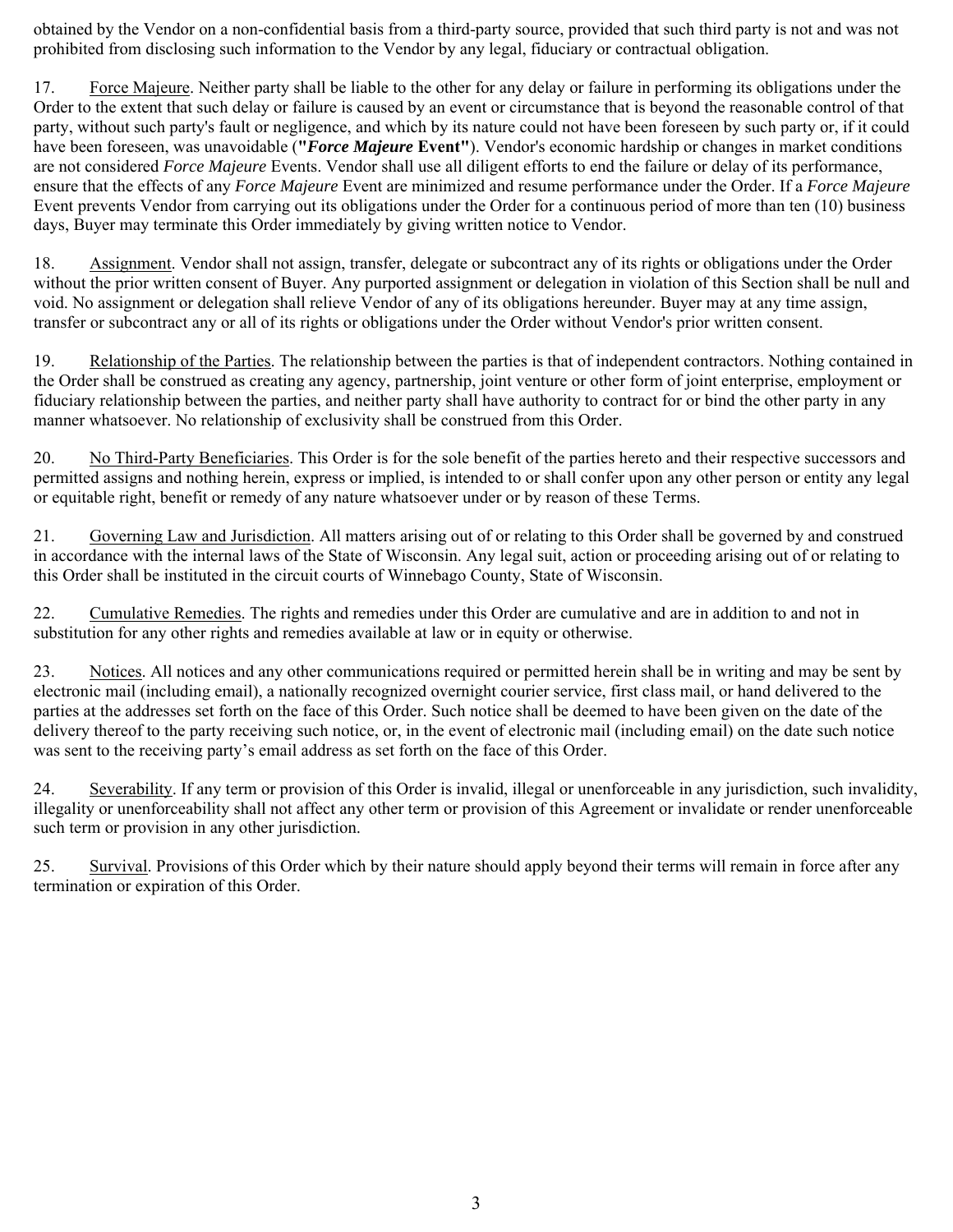obtained by the Vendor on a non-confidential basis from a third-party source, provided that such third party is not and was not prohibited from disclosing such information to the Vendor by any legal, fiduciary or contractual obligation.

17. Force Majeure. Neither party shall be liable to the other for any delay or failure in performing its obligations under the Order to the extent that such delay or failure is caused by an event or circumstance that is beyond the reasonable control of that party, without such party's fault or negligence, and which by its nature could not have been foreseen by such party or, if it could have been foreseen, was unavoidable (**"*Force Majeure* Event"**). Vendor's economic hardship or changes in market conditions are not considered *Force Majeure* Events. Vendor shall use all diligent efforts to end the failure or delay of its performance, ensure that the effects of any *Force Majeure* Event are minimized and resume performance under the Order. If a *Force Majeure* Event prevents Vendor from carrying out its obligations under the Order for a continuous period of more than ten (10) business days, Buyer may terminate this Order immediately by giving written notice to Vendor.

18. Assignment. Vendor shall not assign, transfer, delegate or subcontract any of its rights or obligations under the Order without the prior written consent of Buyer. Any purported assignment or delegation in violation of this Section shall be null and void. No assignment or delegation shall relieve Vendor of any of its obligations hereunder. Buyer may at any time assign, transfer or subcontract any or all of its rights or obligations under the Order without Vendor's prior written consent.

19. Relationship of the Parties. The relationship between the parties is that of independent contractors. Nothing contained in the Order shall be construed as creating any agency, partnership, joint venture or other form of joint enterprise, employment or fiduciary relationship between the parties, and neither party shall have authority to contract for or bind the other party in any manner whatsoever. No relationship of exclusivity shall be construed from this Order.

20. No Third-Party Beneficiaries. This Order is for the sole benefit of the parties hereto and their respective successors and permitted assigns and nothing herein, express or implied, is intended to or shall confer upon any other person or entity any legal or equitable right, benefit or remedy of any nature whatsoever under or by reason of these Terms.

21. Governing Law and Jurisdiction. All matters arising out of or relating to this Order shall be governed by and construed in accordance with the internal laws of the State of Wisconsin. Any legal suit, action or proceeding arising out of or relating to this Order shall be instituted in the circuit courts of Winnebago County, State of Wisconsin.

22. Cumulative Remedies. The rights and remedies under this Order are cumulative and are in addition to and not in substitution for any other rights and remedies available at law or in equity or otherwise.

23. Notices. All notices and any other communications required or permitted herein shall be in writing and may be sent by electronic mail (including email), a nationally recognized overnight courier service, first class mail, or hand delivered to the parties at the addresses set forth on the face of this Order. Such notice shall be deemed to have been given on the date of the delivery thereof to the party receiving such notice, or, in the event of electronic mail (including email) on the date such notice was sent to the receiving party's email address as set forth on the face of this Order.

24. Severability. If any term or provision of this Order is invalid, illegal or unenforceable in any jurisdiction, such invalidity, illegality or unenforceability shall not affect any other term or provision of this Agreement or invalidate or render unenforceable such term or provision in any other jurisdiction.

25. Survival. Provisions of this Order which by their nature should apply beyond their terms will remain in force after any termination or expiration of this Order.